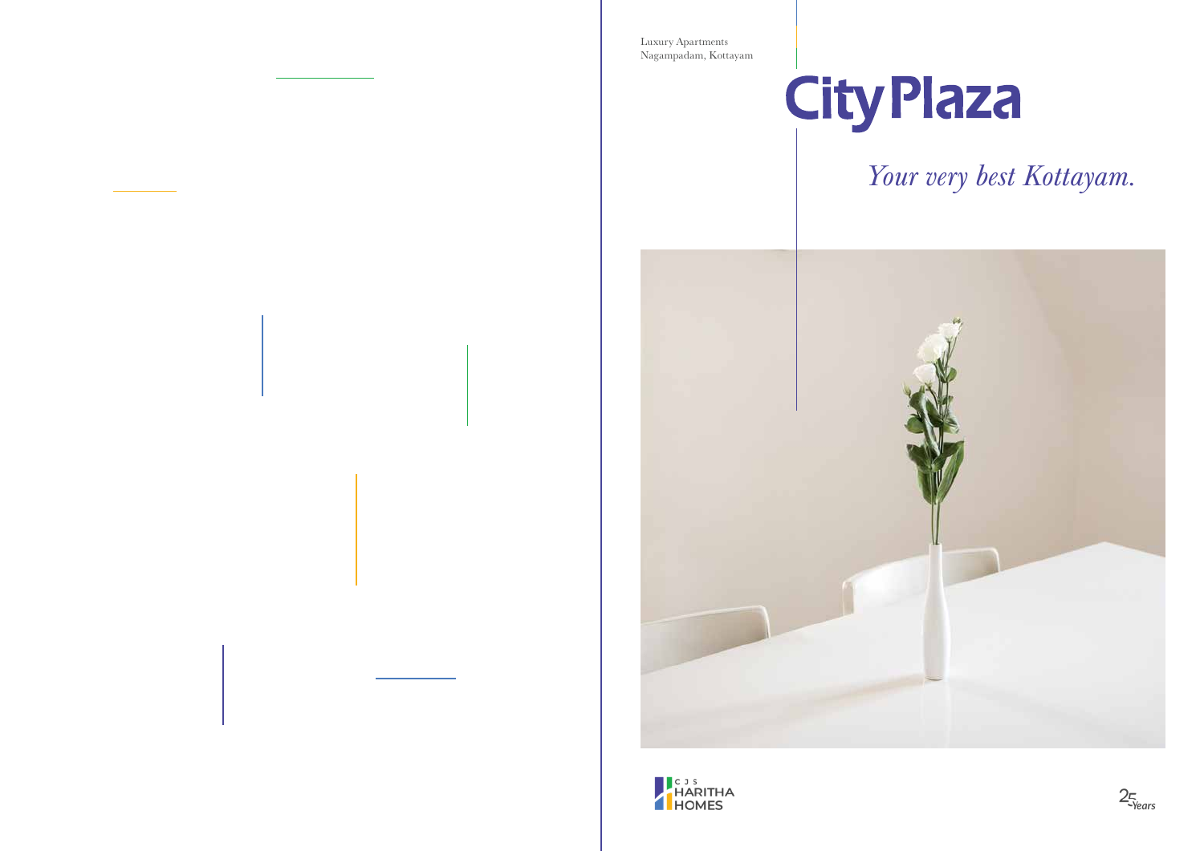Luxury Apartments
Nagampadam, Kottayam

# City Plaza

*Your very best Kottayam.*

CJS HARITHA HOMES

25 Years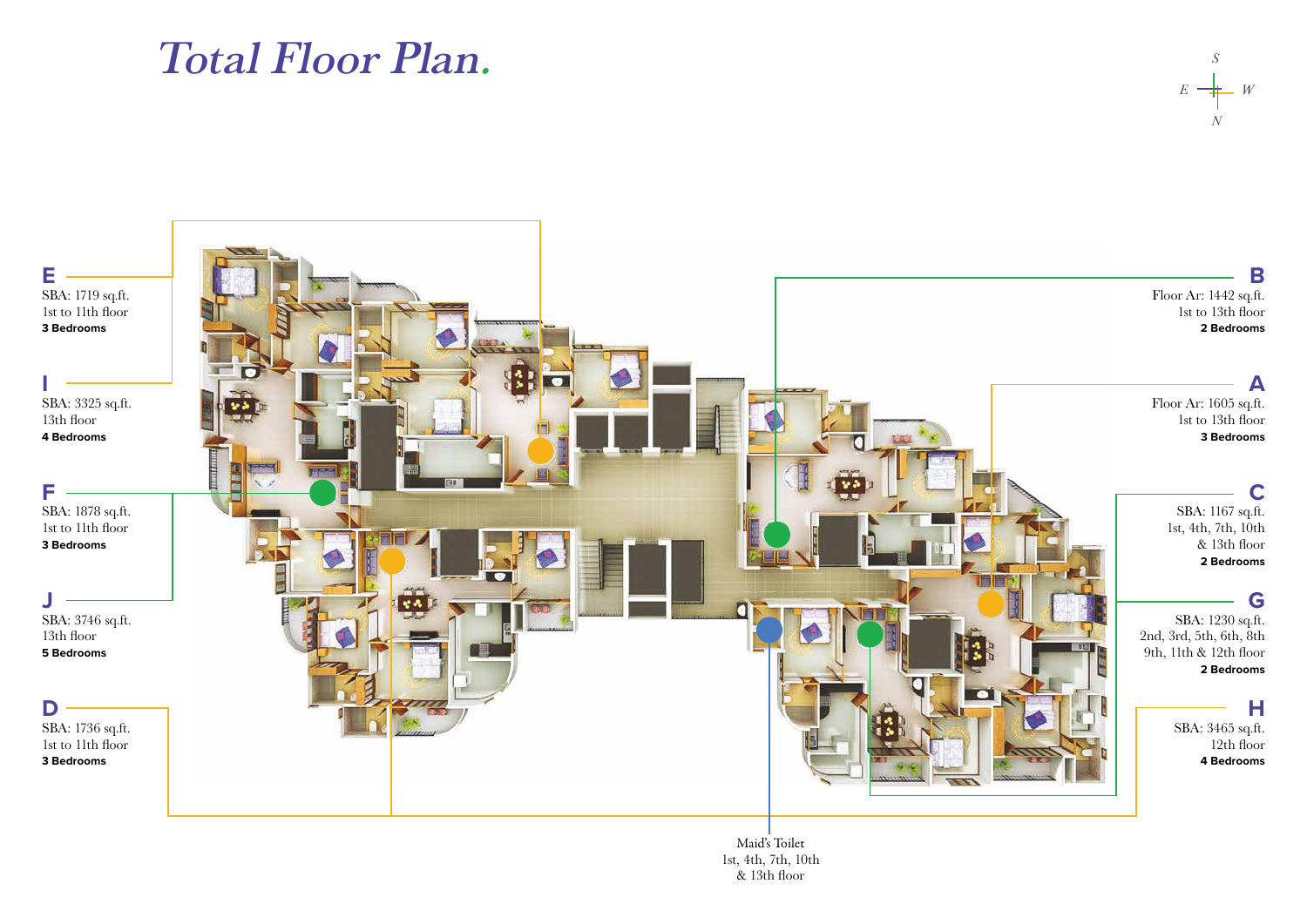# *Total Floor Plan.*

S
E W
N

**E**
SBA: 1719 sq.ft.
1st to 11th floor
**3 Bedrooms**

**I**
SBA: 3325 sq.ft.
13th floor
**4 Bedrooms**

**F**
SBA: 1878 sq.ft.
1st to 11th floor
**3 Bedrooms**

**J**
SBA: 3746 sq.ft.
13th floor
**5 Bedrooms**

**D**
SBA: 1736 sq.ft.
1st to 11th floor
**3 Bedrooms**

**B**
Floor Ar: 1442 sq.ft.
1st to 13th floor
**2 Bedrooms**

**A**
Floor Ar: 1605 sq.ft.
1st to 13th floor
**3 Bedrooms**

**C**
SBA: 1167 sq.ft.
1st, 4th, 7th, 10th
& 13th floor
**2 Bedrooms**

**G**
SBA: 1230 sq.ft.
2nd, 3rd, 5th, 6th, 8th
9th, 11th & 12th floor
**2 Bedrooms**

**H**
SBA: 3465 sq.ft.
12th floor
**4 Bedrooms**

Maid's Toilet
1st, 4th, 7th, 10th
& 13th floor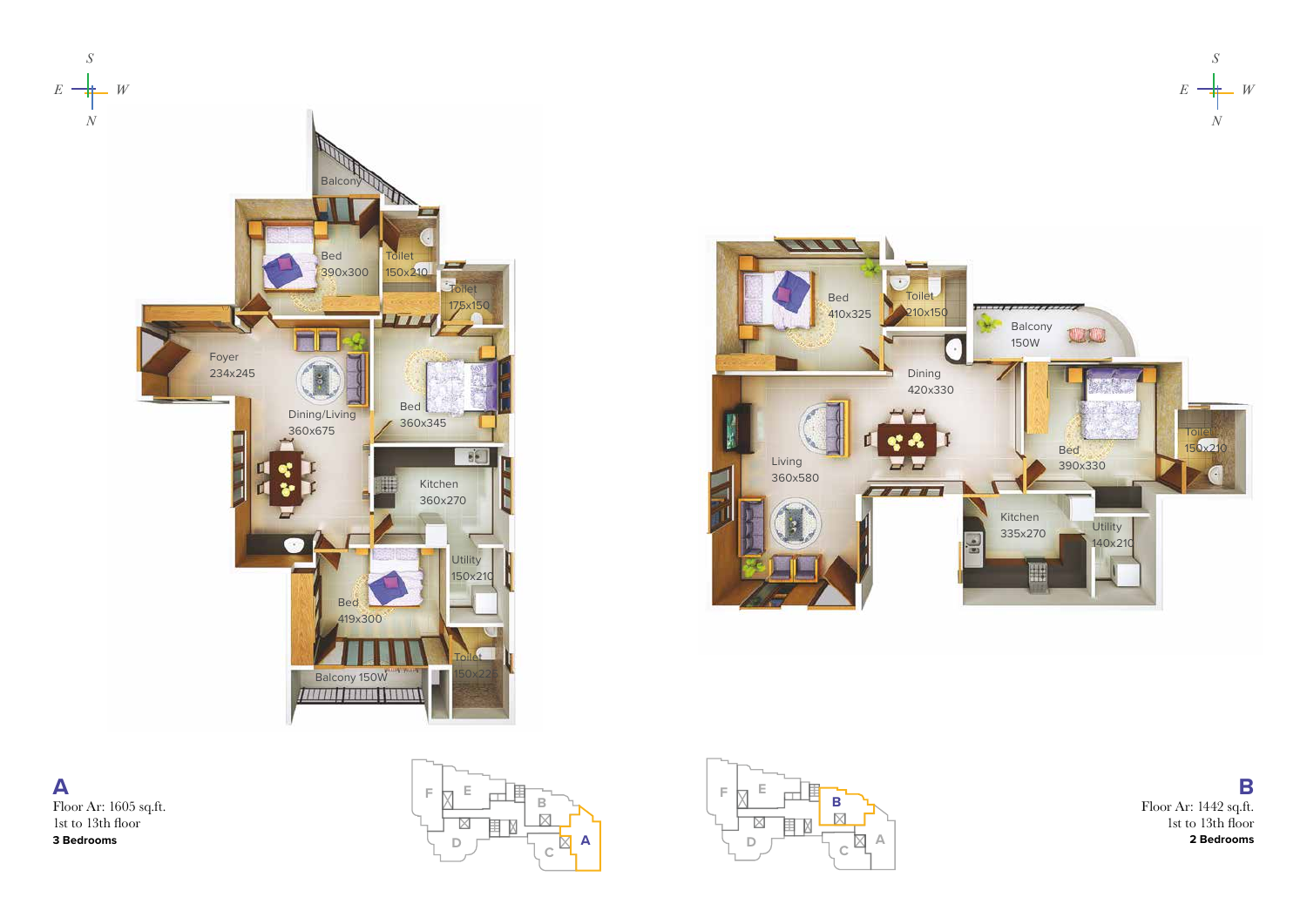S
E W
N

Balcony

Bed
390x300

Toilet
150x210

Toilet
175x150

Foyer
234x245

Dining/Living
360x675

Bed
360x345

Kitchen
360x270

Utility
150x210

Bed
419x300

Toilet
150x225

Balcony 150W

## A

Floor Ar: 1605 sq.ft.
1st to 13th floor
**3 Bedrooms**

F E B C A D

S
E W
N

Bed
410x325

Toilet
210x150

Balcony
150W

Dining
420x330

Living
360x580

Bed
390x330

Toilet
150x210

Kitchen
335x270

Utility
140x210

F E B D C A

## B

Floor Ar: 1442 sq.ft.
1st to 13th floor
**2 Bedrooms**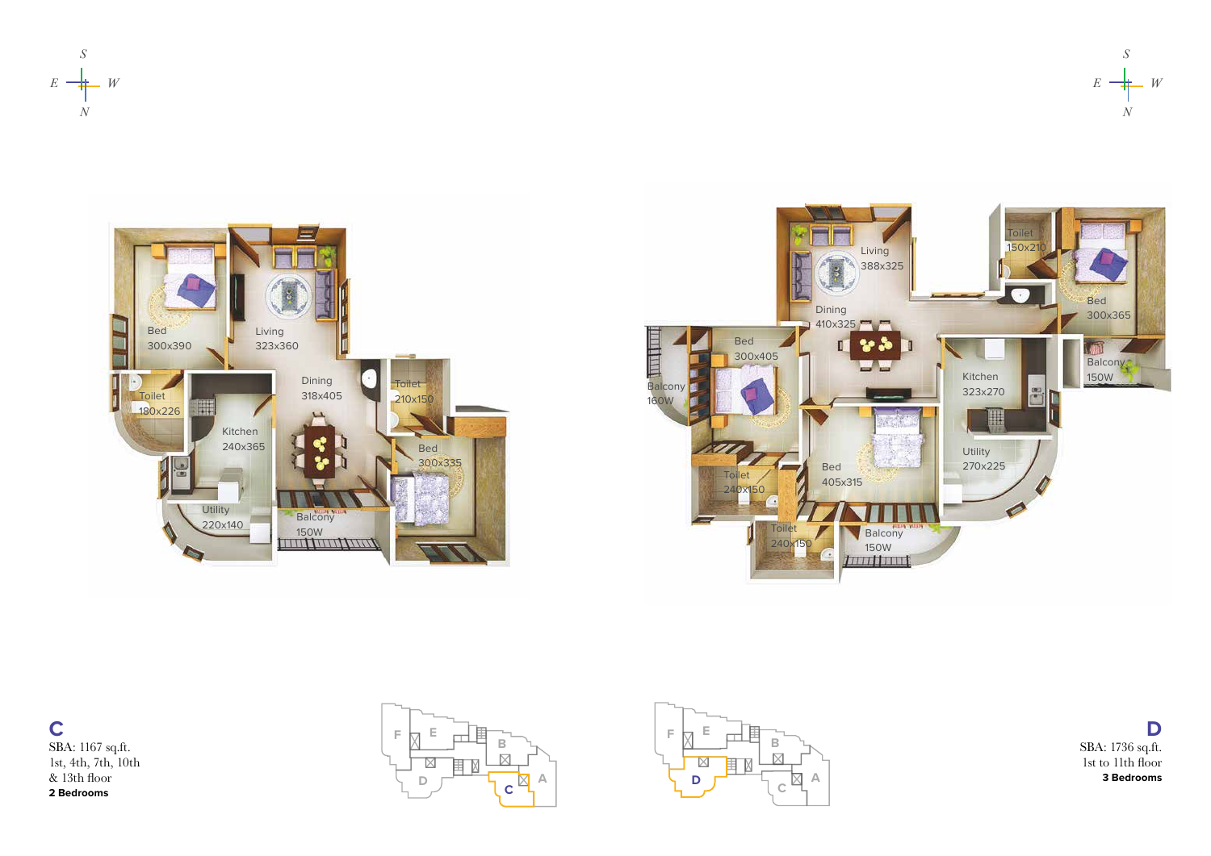S

E W

N

Bed
300x390

Living
323x360

Toilet
180x226

Kitchen
240x365

Dining
318x405

Toilet
210x150

Bed
300x335

Utility
220x140

Balcony
150W

S

E W

N

Living
388x325

Toilet
150x210

Dining
410x325

Bed
300x365

Bed
300x405

Balcony
150W

Balcony
160W

Kitchen
323x270

Utility
270x225

Toilet
240x150

Bed
405x315

Toilet
240x150

Balcony
150W

## C

SBA: 1167 sq.ft.
1st, 4th, 7th, 10th
& 13th floor
**2 Bedrooms**

F E B D C A

F E B D C A

## D

SBA: 1736 sq.ft.
1st to 11th floor
**3 Bedrooms**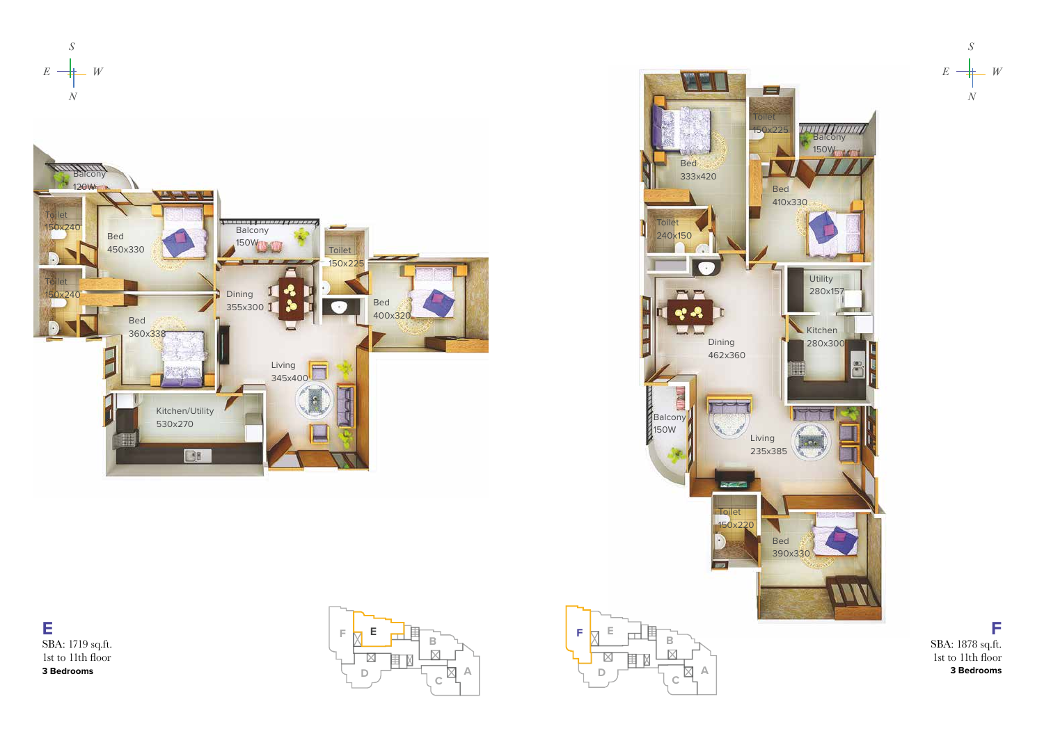S
E W
N

Balcony
120W

Toilet
150x240

Toilet
150x240

Bed
450x330

Bed
360x338

Balcony
150W

Dining
355x300

Toilet
150x225

Bed
400x320

Living
345x400

Kitchen/Utility
530x270

# E

SBA: 1719 sq.ft.
1st to 11th floor
**3 Bedrooms**

F E B D C A

S
E W
N

Bed
333x420

Toilet
150x225

Balcony
150W

Bed
410x330

Toilet
240x150

Utility
280x157

Kitchen
280x300

Dining
462x360

Balcony
150W

Living
235x385

Toilet
150x220

Bed
390x330

F E B D C A

# F

SBA: 1878 sq.ft.
1st to 11th floor
**3 Bedrooms**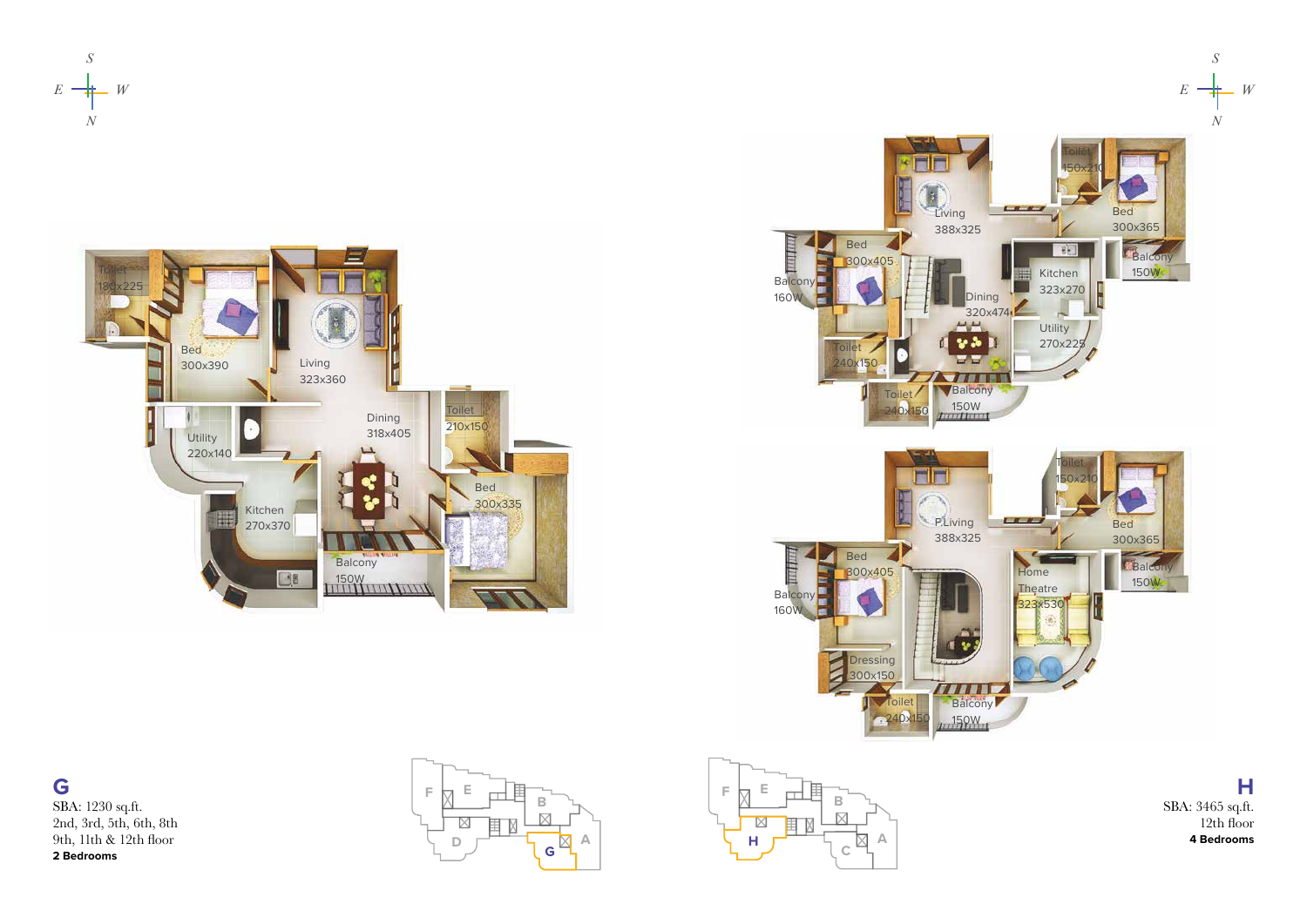## G

SBA: 1230 sq.ft.
2nd, 3rd, 5th, 6th, 8th
9th, 11th & 12th floor
**2 Bedrooms**

Toilet 180x225
Bed 300x390
Living 323x360
Dining 318x405
Toilet 210x150
Bed 300x335
Utility 220x140
Kitchen 270x370
Balcony 150W

## H

SBA: 3465 sq.ft.
12th floor
**4 Bedrooms**

Living 388x325
Toilet 150x210
Bed 300x365
Bed 300x405
Balcony 160W
Kitchen 323x270
Balcony 150W
Dining 320x474
Utility 270x225
Toilet 240x150
Toilet 240x150
Balcony 150W

P.Living 388x325
Toilet 150x210
Bed 300x365
Bed 300x405
Balcony 160W
Home Theatre 323x530
Balcony 150W
Dressing 300x150
Toilet 240x150
Balcony 150W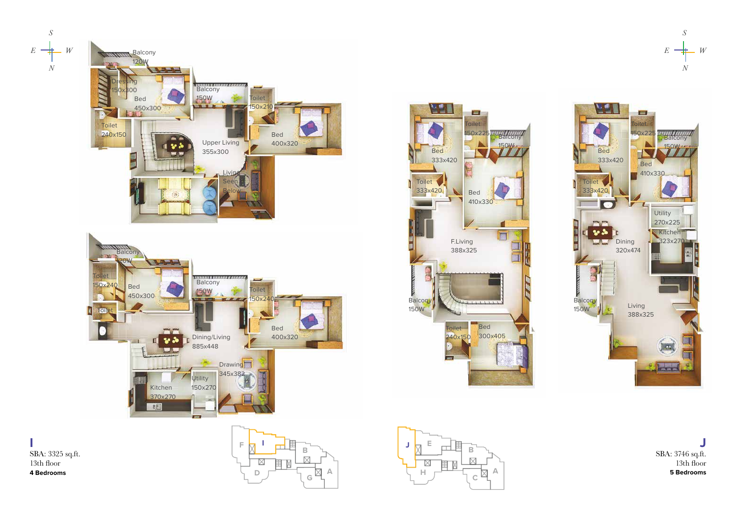S
E W
N

Balcony 120W

Dressing 150x300

Bed 450x300

Balcony 150W

Toilet 150x210

Toilet 240x150

Upper Living 355x300

Bed 400x320

Living Seen Below

Balcony 120W

Toilet 150x240

Bed 450x300

Balcony 150W

Toilet 150x240

Toilet

Dining/Living 885x448

Bed 400x320

Drawing 345x382

Utility 150x270

Kitchen 370x270

## I

SBA: 3325 sq.ft.
13th floor
**4 Bedrooms**

F I B D G A

Toilet 150x225

Balcony 150W

Bed 333x420

Toilet 333x420

Bed 410x330

F.Living 388x325

Balcony 150W

Toilet 240x150

Bed 300x405

J E B H C A

S
E W
N

Toilet 150x225

Balcony 150W

Bed 333x420

Bed 410x330

Toilet 333x420

Utility 270x225

Kitchen 323x270

Dining 320x474

Balcony 150W

Living 388x325

## J

SBA: 3746 sq.ft.
13th floor
**5 Bedrooms**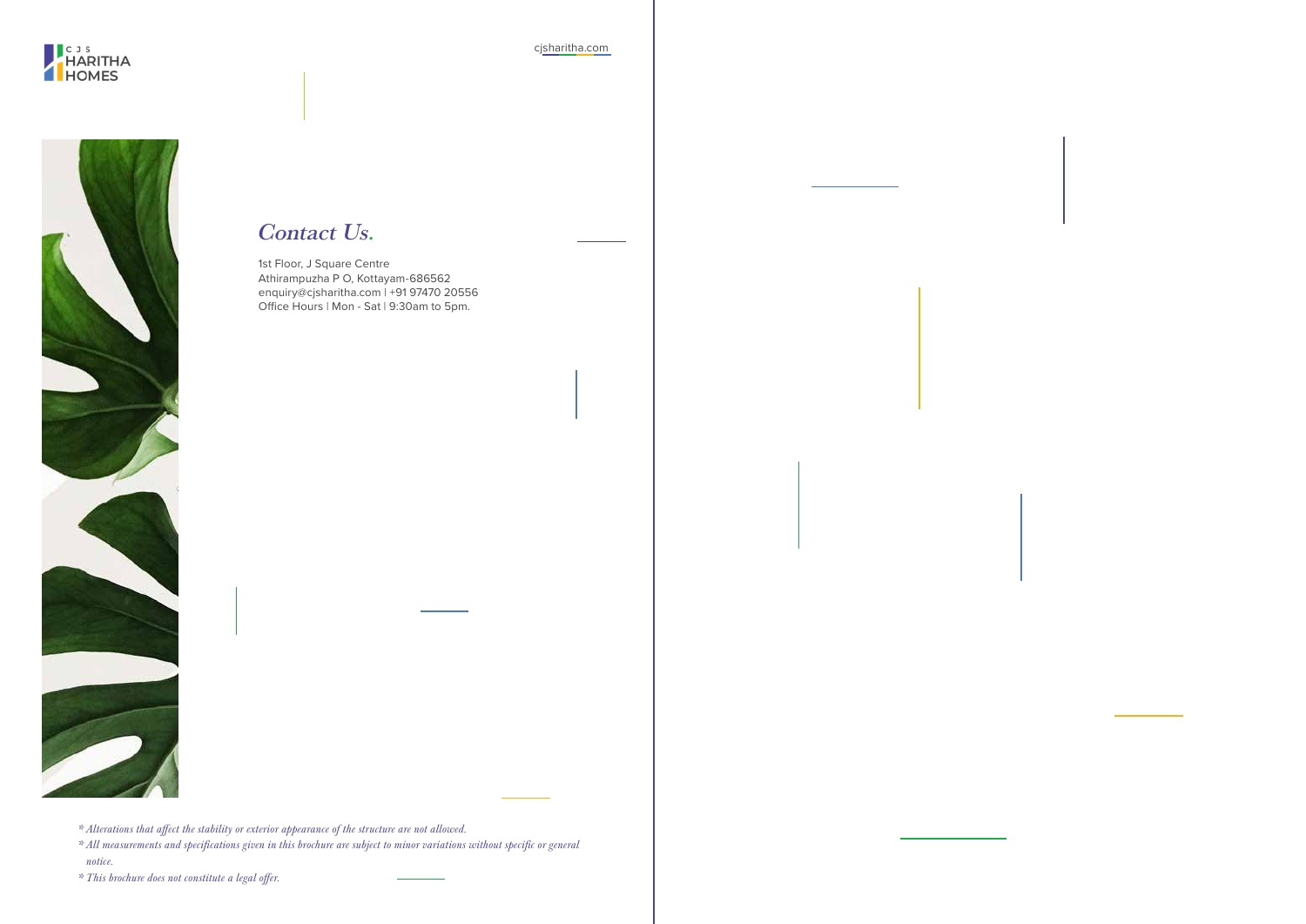CJS HARITHA HOMES

cjsharitha.com

## *Contact Us.*

1st Floor, J Square Centre
Athirampuzha P O, Kottayam-686562
enquiry@cjsharitha.com | +91 97470 20556
Office Hours | Mon - Sat | 9:30am to 5pm.

*\* Alterations that affect the stability or exterior appearance of the structure are not allowed.*
*\* All measurements and specifications given in this brochure are subject to minor variations without specific or general notice.*
*\* This brochure does not constitute a legal offer.*